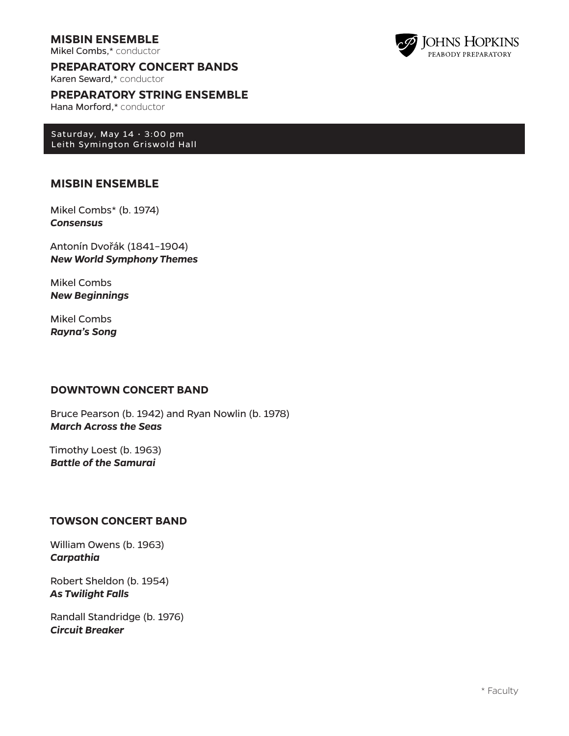**MISBIN ENSEMBLE**
Mikel Combs,* conductor

**PREPARATORY CONCERT BANDS**
Karen Seward,* conductor

**PREPARATORY STRING ENSEMBLE**
Hana Morford,* conductor

JOHNS HOPKINS
PEABODY PREPARATORY

Saturday, May 14 · 3:00 pm
Leith Symington Griswold Hall

## MISBIN ENSEMBLE

Mikel Combs* (b. 1974)
***Consensus***

Antonín Dvořák (1841–1904)
***New World Symphony Themes***

Mikel Combs
***New Beginnings***

Mikel Combs
***Rayna's Song***

## DOWNTOWN CONCERT BAND

Bruce Pearson (b. 1942) and Ryan Nowlin (b. 1978)
***March Across the Seas***

Timothy Loest (b. 1963)
***Battle of the Samurai***

## TOWSON CONCERT BAND

William Owens (b. 1963)
***Carpathia***

Robert Sheldon (b. 1954)
***As Twilight Falls***

Randall Standridge (b. 1976)
***Circuit Breaker***

* Faculty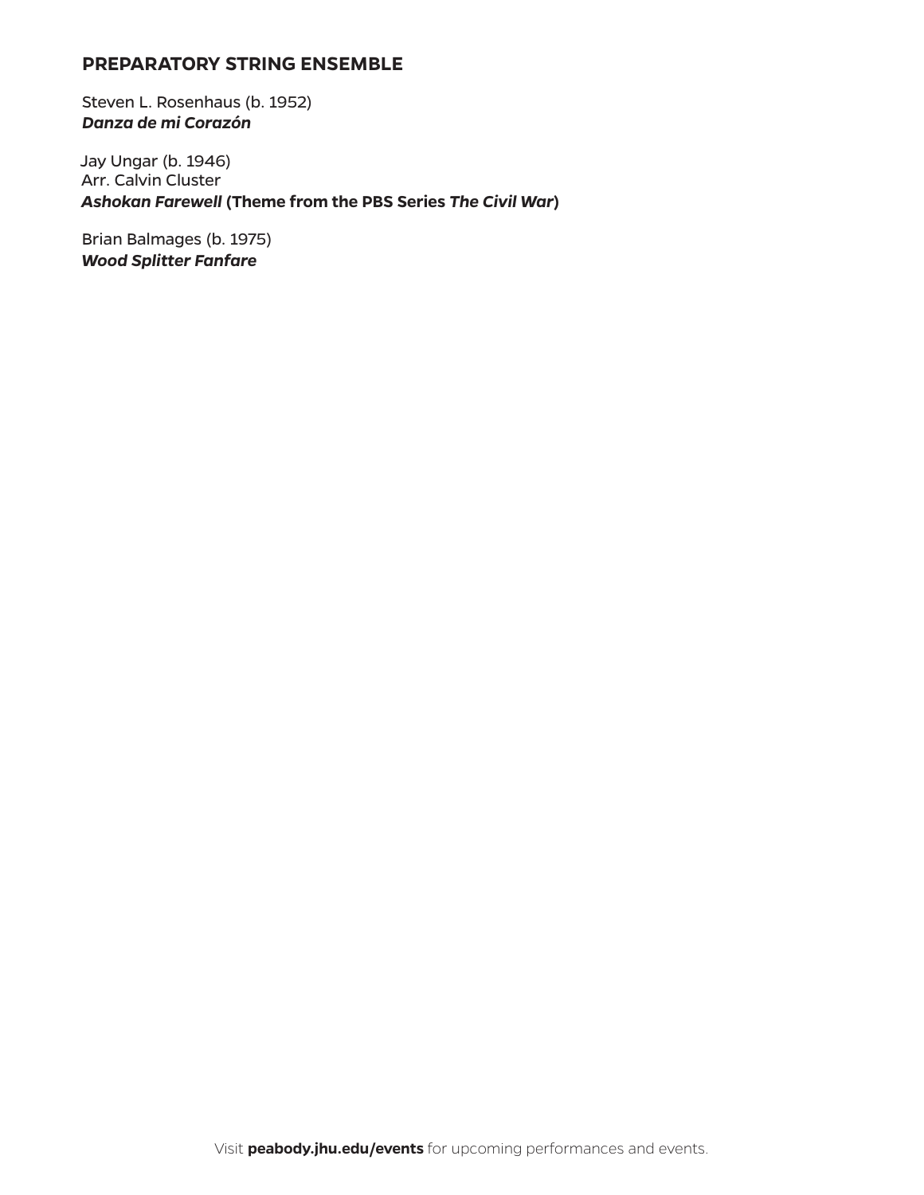## PREPARATORY STRING ENSEMBLE

Steven L. Rosenhaus (b. 1952)
***Danza de mi Corazón***

Jay Ungar (b. 1946)
Arr. Calvin Cluster
***Ashokan Farewell* (Theme from the PBS Series *The Civil War*)**

Brian Balmages (b. 1975)
***Wood Splitter Fanfare***

Visit **peabody.jhu.edu/events** for upcoming performances and events.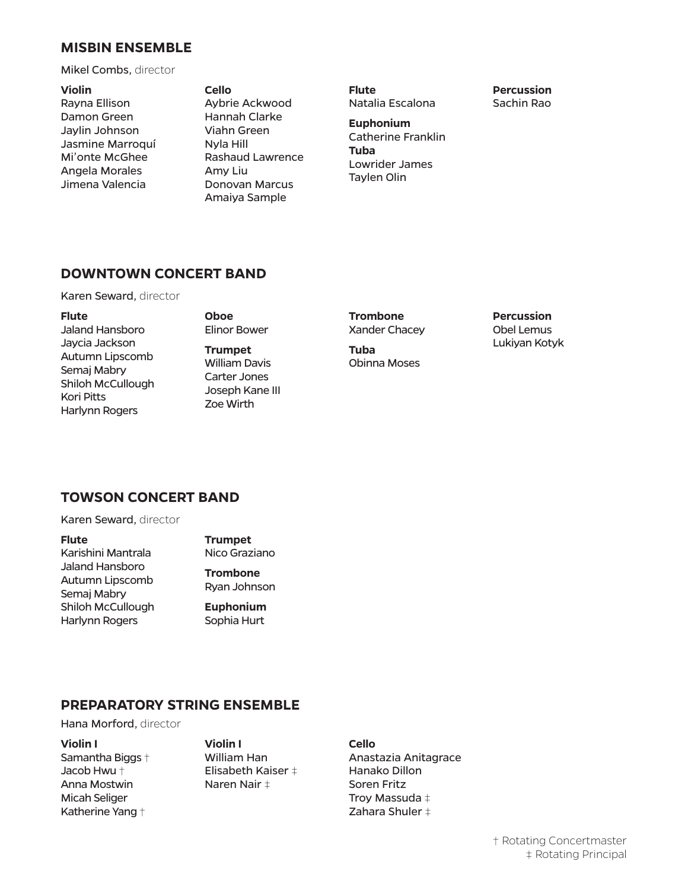## MISBIN ENSEMBLE

Mikel Combs, director

**Violin**
Rayna Ellison
Damon Green
Jaylin Johnson
Jasmine Marroquí
Mi'onte McGhee
Angela Morales
Jimena Valencia

**Cello**
Aybrie Ackwood
Hannah Clarke
Viahn Green
Nyla Hill
Rashaud Lawrence
Amy Liu
Donovan Marcus
Amaiya Sample

**Flute**
Natalia Escalona

**Euphonium**
Catherine Franklin

**Tuba**
Lowrider James
Taylen Olin

**Percussion**
Sachin Rao

## DOWNTOWN CONCERT BAND

Karen Seward, director

**Flute**
Jaland Hansboro
Jaycia Jackson
Autumn Lipscomb
Semaj Mabry
Shiloh McCullough
Kori Pitts
Harlynn Rogers

**Oboe**
Elinor Bower

**Trumpet**
William Davis
Carter Jones
Joseph Kane III
Zoe Wirth

**Trombone**
Xander Chacey

**Tuba**
Obinna Moses

**Percussion**
Obel Lemus
Lukiyan Kotyk

## TOWSON CONCERT BAND

Karen Seward, director

**Flute**
Karishini Mantrala
Jaland Hansboro
Autumn Lipscomb
Semaj Mabry
Shiloh McCullough
Harlynn Rogers

**Trumpet**
Nico Graziano

**Trombone**
Ryan Johnson

**Euphonium**
Sophia Hurt

## PREPARATORY STRING ENSEMBLE

Hana Morford, director

**Violin I**
Samantha Biggs †
Jacob Hwu †
Anna Mostwin
Micah Seliger
Katherine Yang †

**Violin I**
William Han
Elisabeth Kaiser ‡
Naren Nair ‡

**Cello**
Anastazia Anitagrace
Hanako Dillon
Soren Fritz
Troy Massuda ‡
Zahara Shuler ‡

† Rotating Concertmaster
‡ Rotating Principal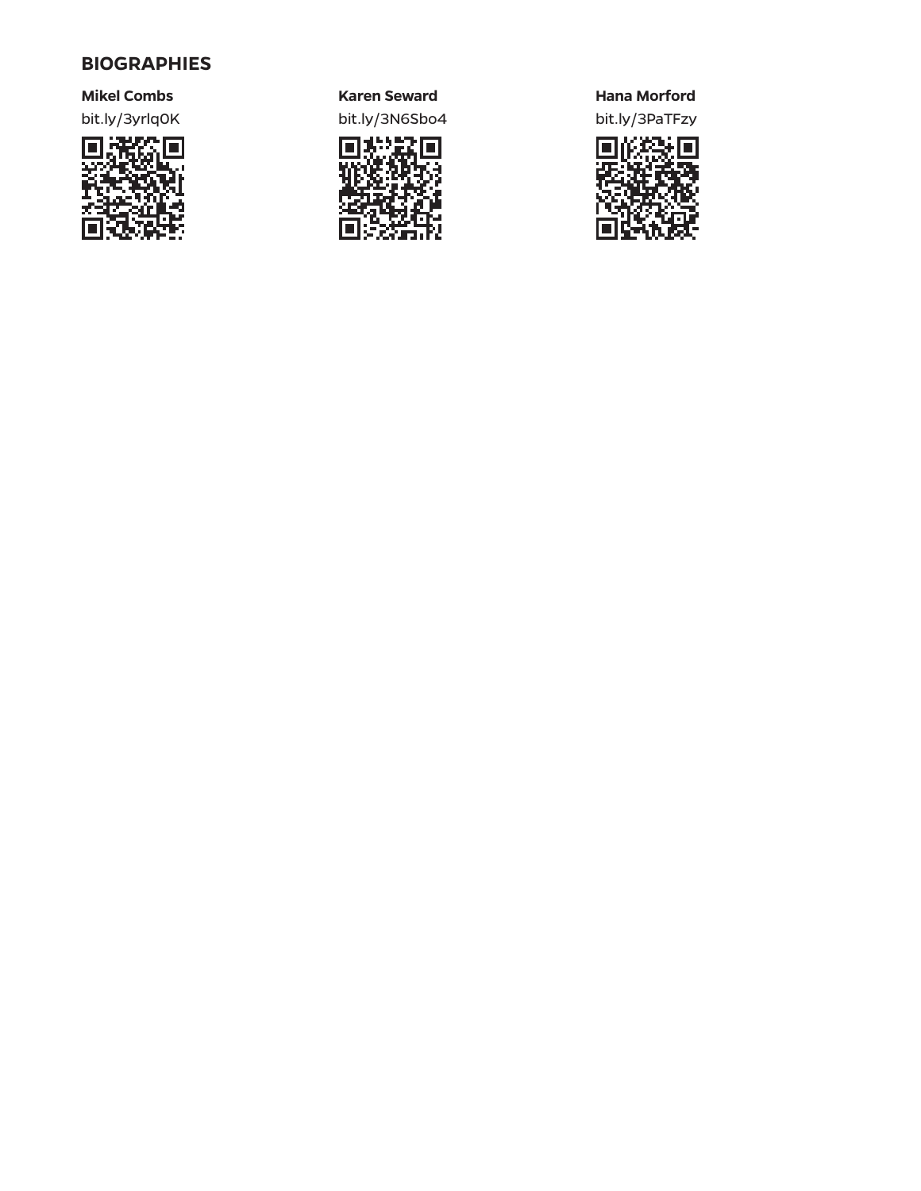## BIOGRAPHIES

**Mikel Combs**

bit.ly/3yrlq0K

**Karen Seward**

bit.ly/3N6Sbo4

**Hana Morford**

bit.ly/3PaTFzy